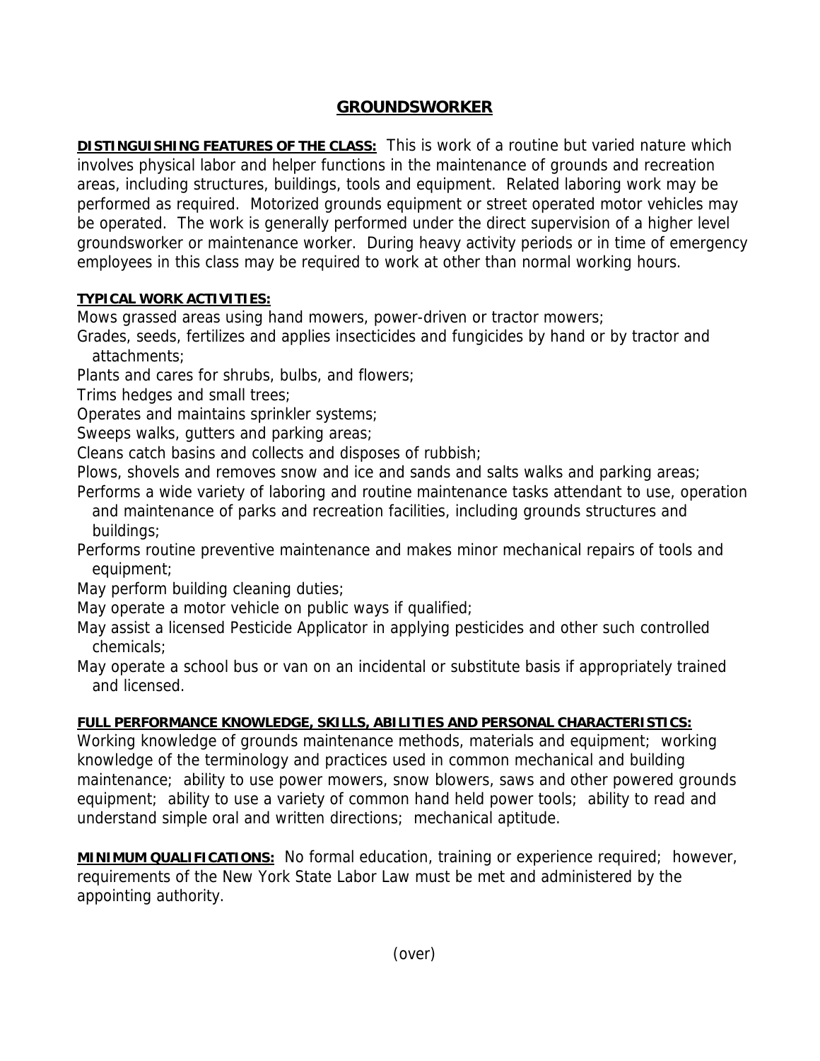# GROUNDSWORKER

**DISTINGUISHING FEATURES OF THE CLASS:** This is work of a routine but varied nature which involves physical labor and helper functions in the maintenance of grounds and recreation areas, including structures, buildings, tools and equipment. Related laboring work may be performed as required. Motorized grounds equipment or street operated motor vehicles may be operated. The work is generally performed under the direct supervision of a higher level groundsworker or maintenance worker. During heavy activity periods or in time of emergency employees in this class may be required to work at other than normal working hours.

**TYPICAL WORK ACTIVITIES:**

Mows grassed areas using hand mowers, power-driven or tractor mowers;
Grades, seeds, fertilizes and applies insecticides and fungicides by hand or by tractor and attachments;
Plants and cares for shrubs, bulbs, and flowers;
Trims hedges and small trees;
Operates and maintains sprinkler systems;
Sweeps walks, gutters and parking areas;
Cleans catch basins and collects and disposes of rubbish;
Plows, shovels and removes snow and ice and sands and salts walks and parking areas;
Performs a wide variety of laboring and routine maintenance tasks attendant to use, operation and maintenance of parks and recreation facilities, including grounds structures and buildings;
Performs routine preventive maintenance and makes minor mechanical repairs of tools and equipment;
May perform building cleaning duties;
May operate a motor vehicle on public ways if qualified;
May assist a licensed Pesticide Applicator in applying pesticides and other such controlled chemicals;
May operate a school bus or van on an incidental or substitute basis if appropriately trained and licensed.

**FULL PERFORMANCE KNOWLEDGE, SKILLS, ABILITIES AND PERSONAL CHARACTERISTICS:**
Working knowledge of grounds maintenance methods, materials and equipment; working knowledge of the terminology and practices used in common mechanical and building maintenance; ability to use power mowers, snow blowers, saws and other powered grounds equipment; ability to use a variety of common hand held power tools; ability to read and understand simple oral and written directions; mechanical aptitude.

**MINIMUM QUALIFICATIONS:** No formal education, training or experience required; however, requirements of the New York State Labor Law must be met and administered by the appointing authority.

(over)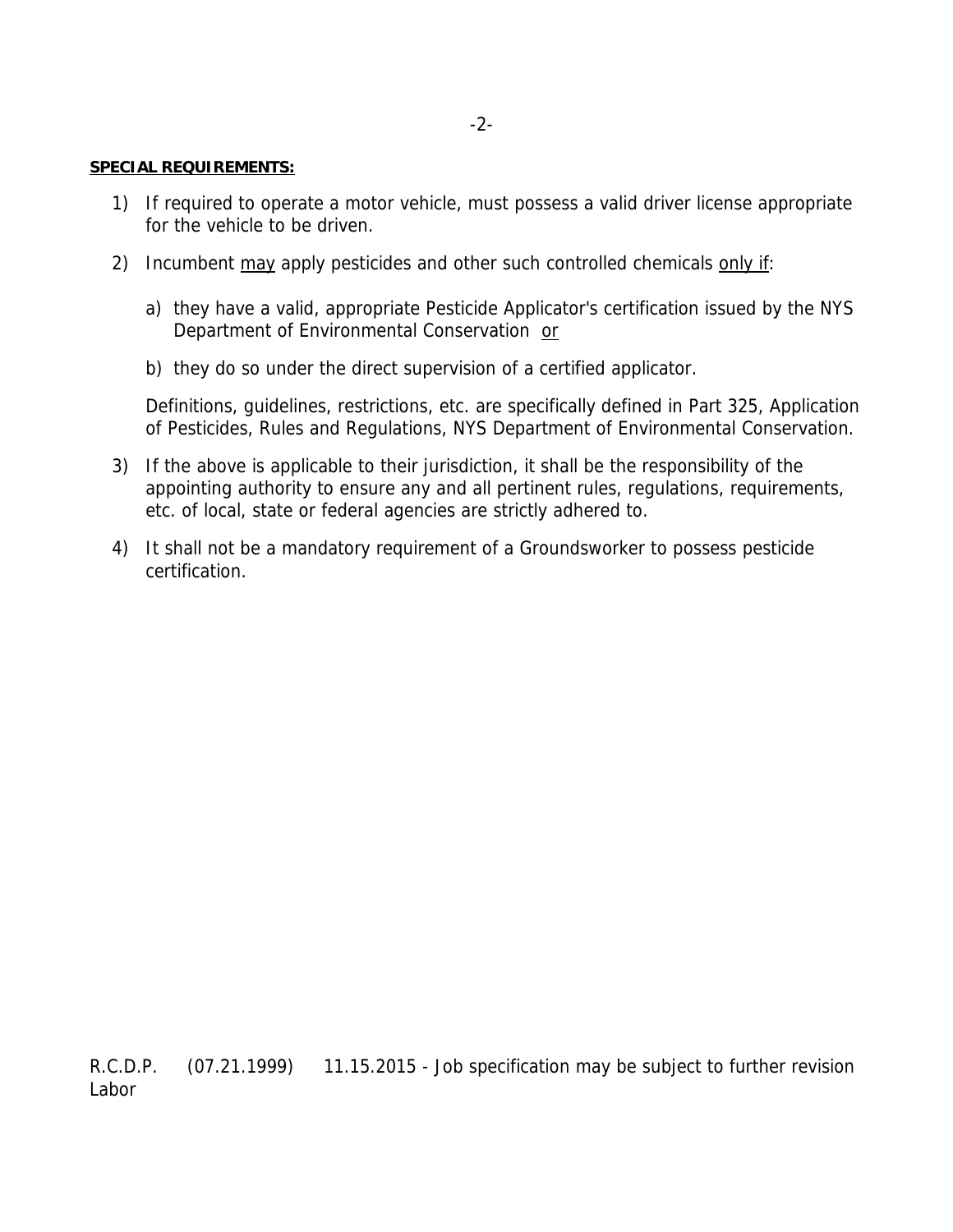**SPECIAL REQUIREMENTS:**

1) If required to operate a motor vehicle, must possess a valid driver license appropriate for the vehicle to be driven.

2) Incumbent <u>may</u> apply pesticides and other such controlled chemicals <u>only if</u>:

   a) they have a valid, appropriate Pesticide Applicator's certification issued by the NYS Department of Environmental Conservation <u>or</u>

   b) they do so under the direct supervision of a certified applicator.

   Definitions, guidelines, restrictions, etc. are specifically defined in Part 325, Application of Pesticides, Rules and Regulations, NYS Department of Environmental Conservation.

3) If the above is applicable to their jurisdiction, it shall be the responsibility of the appointing authority to ensure any and all pertinent rules, regulations, requirements, etc. of local, state or federal agencies are strictly adhered to.

4) It shall not be a mandatory requirement of a Groundsworker to possess pesticide certification.

R.C.D.P. (07.21.1999) 11.15.2015 - Job specification may be subject to further revision
Labor